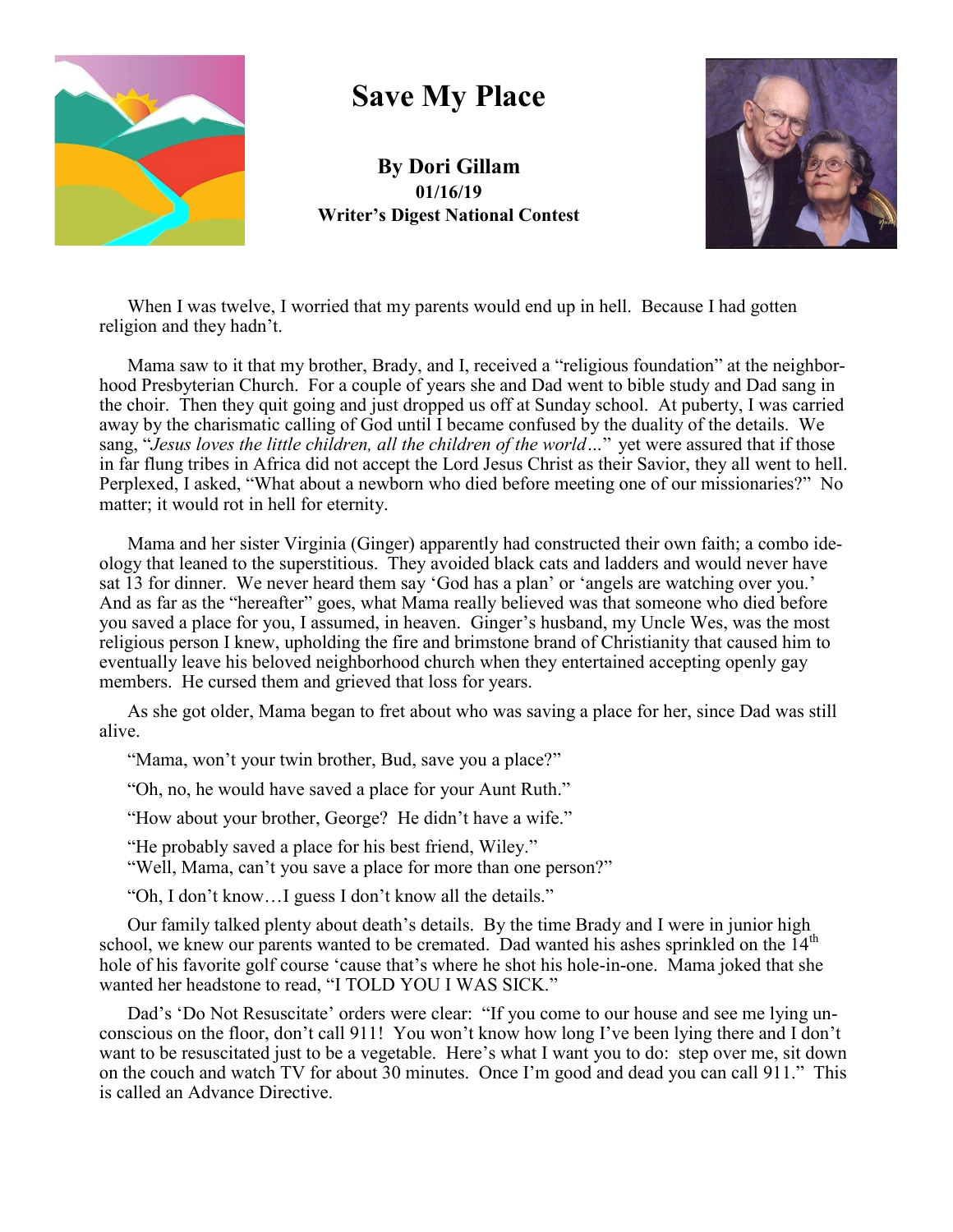# Save My Place

**By Dori Gillam**
**01/16/19**
**Writer's Digest National Contest**

When I was twelve, I worried that my parents would end up in hell. Because I had gotten religion and they hadn't.

Mama saw to it that my brother, Brady, and I, received a "religious foundation" at the neighborhood Presbyterian Church. For a couple of years she and Dad went to bible study and Dad sang in the choir. Then they quit going and just dropped us off at Sunday school. At puberty, I was carried away by the charismatic calling of God until I became confused by the duality of the details. We sang, "*Jesus loves the little children, all the children of the world…*" yet were assured that if those in far flung tribes in Africa did not accept the Lord Jesus Christ as their Savior, they all went to hell. Perplexed, I asked, "What about a newborn who died before meeting one of our missionaries?" No matter; it would rot in hell for eternity.

Mama and her sister Virginia (Ginger) apparently had constructed their own faith; a combo ideology that leaned to the superstitious. They avoided black cats and ladders and would never have sat 13 for dinner. We never heard them say 'God has a plan' or 'angels are watching over you.' And as far as the "hereafter" goes, what Mama really believed was that someone who died before you saved a place for you, I assumed, in heaven. Ginger's husband, my Uncle Wes, was the most religious person I knew, upholding the fire and brimstone brand of Christianity that caused him to eventually leave his beloved neighborhood church when they entertained accepting openly gay members. He cursed them and grieved that loss for years.

As she got older, Mama began to fret about who was saving a place for her, since Dad was still alive.

"Mama, won't your twin brother, Bud, save you a place?"

"Oh, no, he would have saved a place for your Aunt Ruth."

"How about your brother, George? He didn't have a wife."

"He probably saved a place for his best friend, Wiley."

"Well, Mama, can't you save a place for more than one person?"

"Oh, I don't know…I guess I don't know all the details."

Our family talked plenty about death's details. By the time Brady and I were in junior high school, we knew our parents wanted to be cremated. Dad wanted his ashes sprinkled on the 14th hole of his favorite golf course 'cause that's where he shot his hole-in-one. Mama joked that she wanted her headstone to read, "I TOLD YOU I WAS SICK."

Dad's 'Do Not Resuscitate' orders were clear: "If you come to our house and see me lying unconscious on the floor, don't call 911! You won't know how long I've been lying there and I don't want to be resuscitated just to be a vegetable. Here's what I want you to do: step over me, sit down on the couch and watch TV for about 30 minutes. Once I'm good and dead you can call 911." This is called an Advance Directive.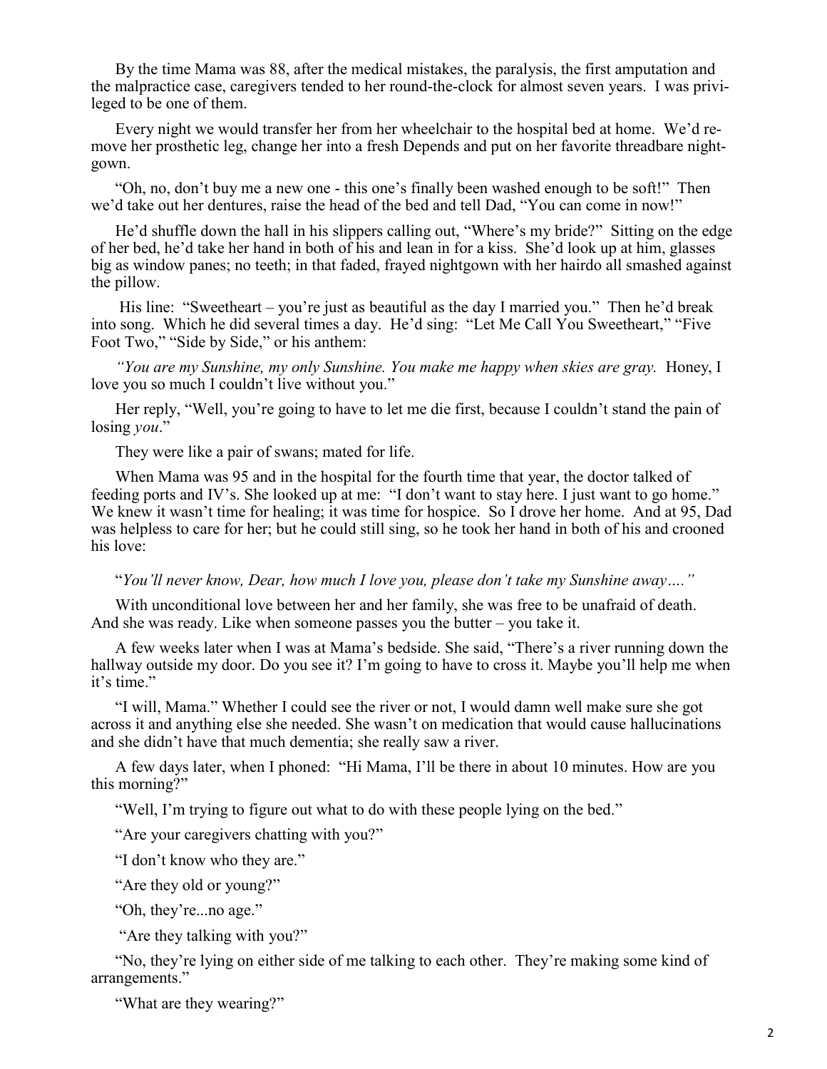By the time Mama was 88, after the medical mistakes, the paralysis, the first amputation and the malpractice case, caregivers tended to her round-the-clock for almost seven years. I was privileged to be one of them.

Every night we would transfer her from her wheelchair to the hospital bed at home. We'd remove her prosthetic leg, change her into a fresh Depends and put on her favorite threadbare nightgown.

"Oh, no, don't buy me a new one - this one's finally been washed enough to be soft!" Then we'd take out her dentures, raise the head of the bed and tell Dad, "You can come in now!"

He'd shuffle down the hall in his slippers calling out, "Where's my bride?" Sitting on the edge of her bed, he'd take her hand in both of his and lean in for a kiss. She'd look up at him, glasses big as window panes; no teeth; in that faded, frayed nightgown with her hairdo all smashed against the pillow.

His line: "Sweetheart – you're just as beautiful as the day I married you." Then he'd break into song. Which he did several times a day. He'd sing: "Let Me Call You Sweetheart," "Five Foot Two," "Side by Side," or his anthem:

*"You are my Sunshine, my only Sunshine. You make me happy when skies are gray.* Honey, I love you so much I couldn't live without you."

Her reply, "Well, you're going to have to let me die first, because I couldn't stand the pain of losing *you*."

They were like a pair of swans; mated for life.

When Mama was 95 and in the hospital for the fourth time that year, the doctor talked of feeding ports and IV's. She looked up at me: "I don't want to stay here. I just want to go home." We knew it wasn't time for healing; it was time for hospice. So I drove her home. And at 95, Dad was helpless to care for her; but he could still sing, so he took her hand in both of his and crooned his love:

"*You'll never know, Dear, how much I love you, please don't take my Sunshine away…."*

With unconditional love between her and her family, she was free to be unafraid of death. And she was ready. Like when someone passes you the butter – you take it.

A few weeks later when I was at Mama's bedside. She said, "There's a river running down the hallway outside my door. Do you see it? I'm going to have to cross it. Maybe you'll help me when it's time."

"I will, Mama." Whether I could see the river or not, I would damn well make sure she got across it and anything else she needed. She wasn't on medication that would cause hallucinations and she didn't have that much dementia; she really saw a river.

A few days later, when I phoned: "Hi Mama, I'll be there in about 10 minutes. How are you this morning?"

"Well, I'm trying to figure out what to do with these people lying on the bed."

"Are your caregivers chatting with you?"

"I don't know who they are."

"Are they old or young?"

"Oh, they're...no age."

"Are they talking with you?"

"No, they're lying on either side of me talking to each other. They're making some kind of arrangements."

"What are they wearing?"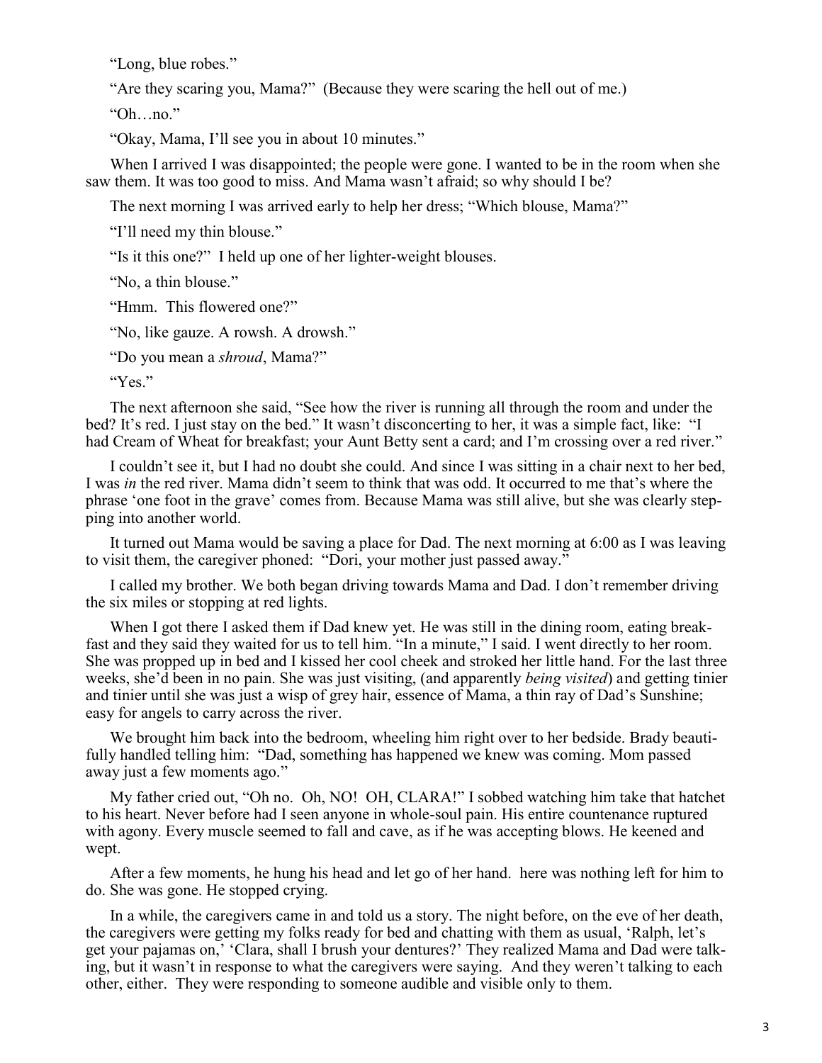"Long, blue robes."

"Are they scaring you, Mama?" (Because they were scaring the hell out of me.)

"Oh…no."

"Okay, Mama, I'll see you in about 10 minutes."

When I arrived I was disappointed; the people were gone. I wanted to be in the room when she saw them. It was too good to miss. And Mama wasn't afraid; so why should I be?

The next morning I was arrived early to help her dress; "Which blouse, Mama?"

"I'll need my thin blouse."

"Is it this one?" I held up one of her lighter-weight blouses.

"No, a thin blouse."

"Hmm. This flowered one?"

"No, like gauze. A rowsh. A drowsh."

"Do you mean a *shroud*, Mama?"

"Yes."

The next afternoon she said, "See how the river is running all through the room and under the bed? It's red. I just stay on the bed." It wasn't disconcerting to her, it was a simple fact, like: "I had Cream of Wheat for breakfast; your Aunt Betty sent a card; and I'm crossing over a red river."

I couldn't see it, but I had no doubt she could. And since I was sitting in a chair next to her bed, I was *in* the red river. Mama didn't seem to think that was odd. It occurred to me that's where the phrase 'one foot in the grave' comes from. Because Mama was still alive, but she was clearly stepping into another world.

It turned out Mama would be saving a place for Dad. The next morning at 6:00 as I was leaving to visit them, the caregiver phoned: "Dori, your mother just passed away."

I called my brother. We both began driving towards Mama and Dad. I don't remember driving the six miles or stopping at red lights.

When I got there I asked them if Dad knew yet. He was still in the dining room, eating breakfast and they said they waited for us to tell him. "In a minute," I said. I went directly to her room. She was propped up in bed and I kissed her cool cheek and stroked her little hand. For the last three weeks, she'd been in no pain. She was just visiting, (and apparently *being visited*) and getting tinier and tinier until she was just a wisp of grey hair, essence of Mama, a thin ray of Dad's Sunshine; easy for angels to carry across the river.

We brought him back into the bedroom, wheeling him right over to her bedside. Brady beautifully handled telling him: "Dad, something has happened we knew was coming. Mom passed away just a few moments ago."

My father cried out, "Oh no. Oh, NO! OH, CLARA!" I sobbed watching him take that hatchet to his heart. Never before had I seen anyone in whole-soul pain. His entire countenance ruptured with agony. Every muscle seemed to fall and cave, as if he was accepting blows. He keened and wept.

After a few moments, he hung his head and let go of her hand. here was nothing left for him to do. She was gone. He stopped crying.

In a while, the caregivers came in and told us a story. The night before, on the eve of her death, the caregivers were getting my folks ready for bed and chatting with them as usual, 'Ralph, let's get your pajamas on,' 'Clara, shall I brush your dentures?' They realized Mama and Dad were talking, but it wasn't in response to what the caregivers were saying. And they weren't talking to each other, either. They were responding to someone audible and visible only to them.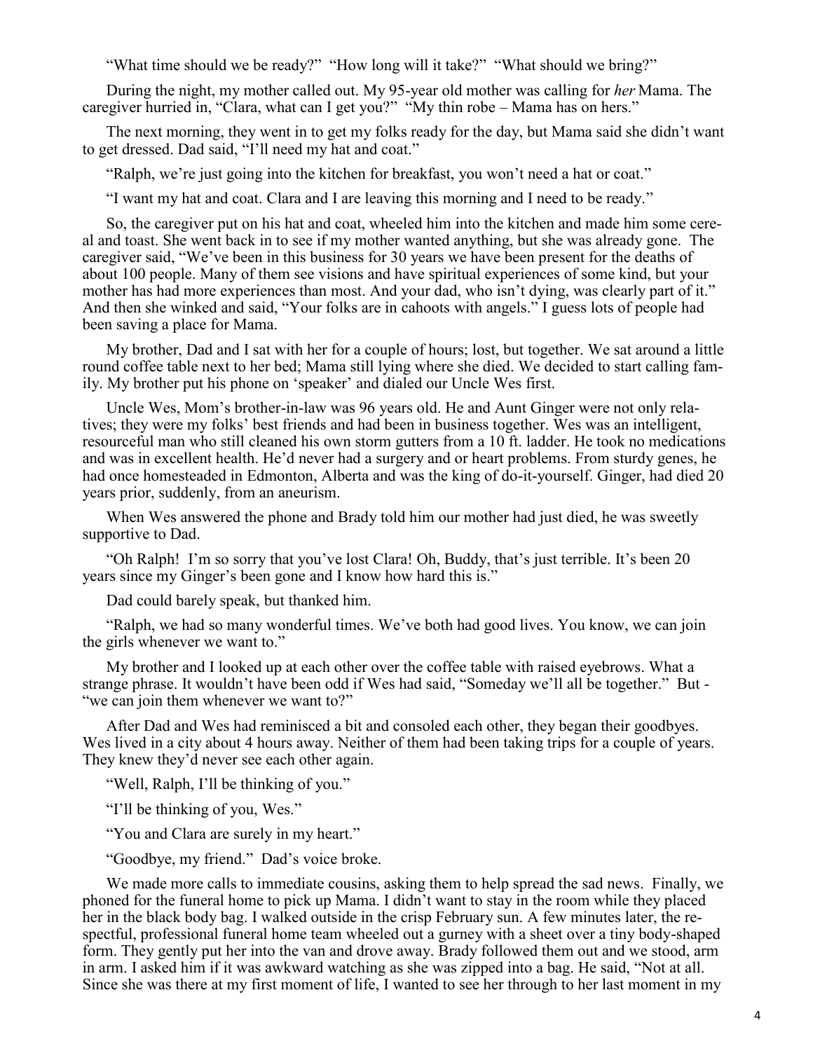"What time should we be ready?" "How long will it take?" "What should we bring?"

During the night, my mother called out. My 95-year old mother was calling for *her* Mama. The caregiver hurried in, "Clara, what can I get you?" "My thin robe – Mama has on hers."

The next morning, they went in to get my folks ready for the day, but Mama said she didn't want to get dressed. Dad said, "I'll need my hat and coat."

"Ralph, we're just going into the kitchen for breakfast, you won't need a hat or coat."

"I want my hat and coat. Clara and I are leaving this morning and I need to be ready."

So, the caregiver put on his hat and coat, wheeled him into the kitchen and made him some cereal and toast. She went back in to see if my mother wanted anything, but she was already gone. The caregiver said, "We've been in this business for 30 years we have been present for the deaths of about 100 people. Many of them see visions and have spiritual experiences of some kind, but your mother has had more experiences than most. And your dad, who isn't dying, was clearly part of it." And then she winked and said, "Your folks are in cahoots with angels." I guess lots of people had been saving a place for Mama.

My brother, Dad and I sat with her for a couple of hours; lost, but together. We sat around a little round coffee table next to her bed; Mama still lying where she died. We decided to start calling family. My brother put his phone on 'speaker' and dialed our Uncle Wes first.

Uncle Wes, Mom's brother-in-law was 96 years old. He and Aunt Ginger were not only relatives; they were my folks' best friends and had been in business together. Wes was an intelligent, resourceful man who still cleaned his own storm gutters from a 10 ft. ladder. He took no medications and was in excellent health. He'd never had a surgery and or heart problems. From sturdy genes, he had once homesteaded in Edmonton, Alberta and was the king of do-it-yourself. Ginger, had died 20 years prior, suddenly, from an aneurism.

When Wes answered the phone and Brady told him our mother had just died, he was sweetly supportive to Dad.

"Oh Ralph! I'm so sorry that you've lost Clara! Oh, Buddy, that's just terrible. It's been 20 years since my Ginger's been gone and I know how hard this is."

Dad could barely speak, but thanked him.

"Ralph, we had so many wonderful times. We've both had good lives. You know, we can join the girls whenever we want to."

My brother and I looked up at each other over the coffee table with raised eyebrows. What a strange phrase. It wouldn't have been odd if Wes had said, "Someday we'll all be together." But - "we can join them whenever we want to?"

After Dad and Wes had reminisced a bit and consoled each other, they began their goodbyes. Wes lived in a city about 4 hours away. Neither of them had been taking trips for a couple of years. They knew they'd never see each other again.

"Well, Ralph, I'll be thinking of you."

"I'll be thinking of you, Wes."

"You and Clara are surely in my heart."

"Goodbye, my friend." Dad's voice broke.

We made more calls to immediate cousins, asking them to help spread the sad news. Finally, we phoned for the funeral home to pick up Mama. I didn't want to stay in the room while they placed her in the black body bag. I walked outside in the crisp February sun. A few minutes later, the respectful, professional funeral home team wheeled out a gurney with a sheet over a tiny body-shaped form. They gently put her into the van and drove away. Brady followed them out and we stood, arm in arm. I asked him if it was awkward watching as she was zipped into a bag. He said, "Not at all. Since she was there at my first moment of life, I wanted to see her through to her last moment in my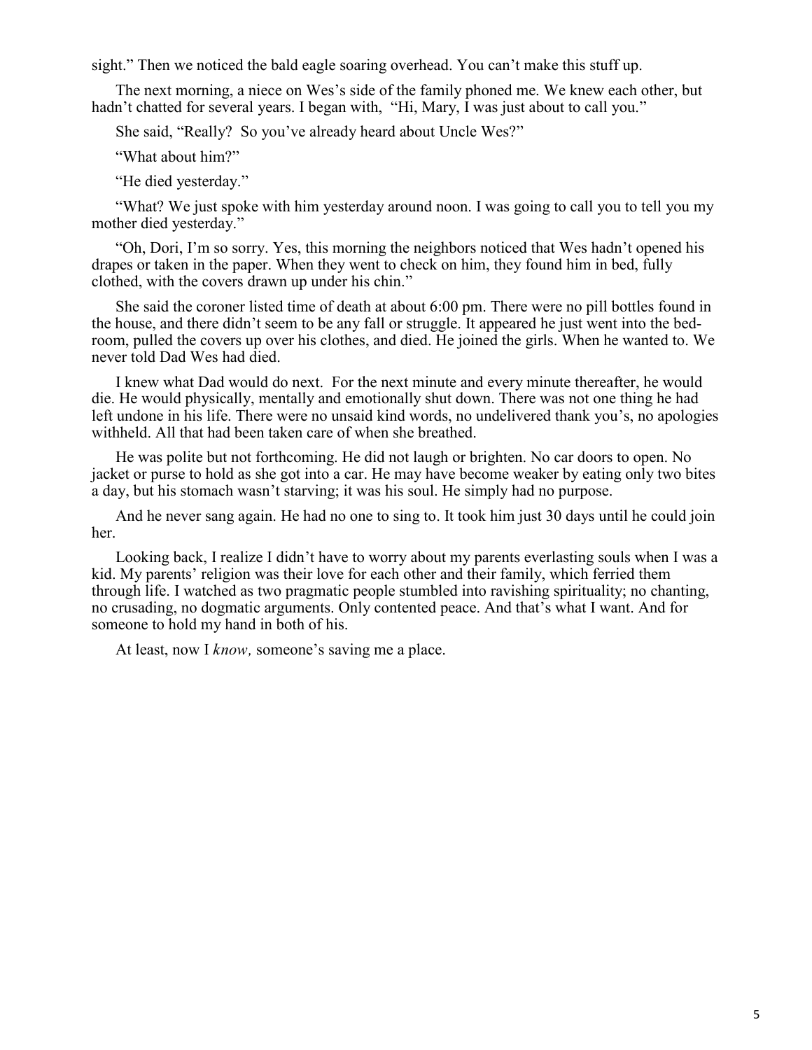sight." Then we noticed the bald eagle soaring overhead. You can't make this stuff up.

The next morning, a niece on Wes's side of the family phoned me. We knew each other, but hadn't chatted for several years. I began with, "Hi, Mary, I was just about to call you."

She said, "Really? So you've already heard about Uncle Wes?"

"What about him?"

"He died yesterday."

"What? We just spoke with him yesterday around noon. I was going to call you to tell you my mother died yesterday."

"Oh, Dori, I'm so sorry. Yes, this morning the neighbors noticed that Wes hadn't opened his drapes or taken in the paper. When they went to check on him, they found him in bed, fully clothed, with the covers drawn up under his chin."

She said the coroner listed time of death at about 6:00 pm. There were no pill bottles found in the house, and there didn't seem to be any fall or struggle. It appeared he just went into the bedroom, pulled the covers up over his clothes, and died. He joined the girls. When he wanted to. We never told Dad Wes had died.

I knew what Dad would do next. For the next minute and every minute thereafter, he would die. He would physically, mentally and emotionally shut down. There was not one thing he had left undone in his life. There were no unsaid kind words, no undelivered thank you's, no apologies withheld. All that had been taken care of when she breathed.

He was polite but not forthcoming. He did not laugh or brighten. No car doors to open. No jacket or purse to hold as she got into a car. He may have become weaker by eating only two bites a day, but his stomach wasn't starving; it was his soul. He simply had no purpose.

And he never sang again. He had no one to sing to. It took him just 30 days until he could join her.

Looking back, I realize I didn't have to worry about my parents everlasting souls when I was a kid. My parents' religion was their love for each other and their family, which ferried them through life. I watched as two pragmatic people stumbled into ravishing spirituality; no chanting, no crusading, no dogmatic arguments. Only contented peace. And that's what I want. And for someone to hold my hand in both of his.

At least, now I *know,* someone's saving me a place.